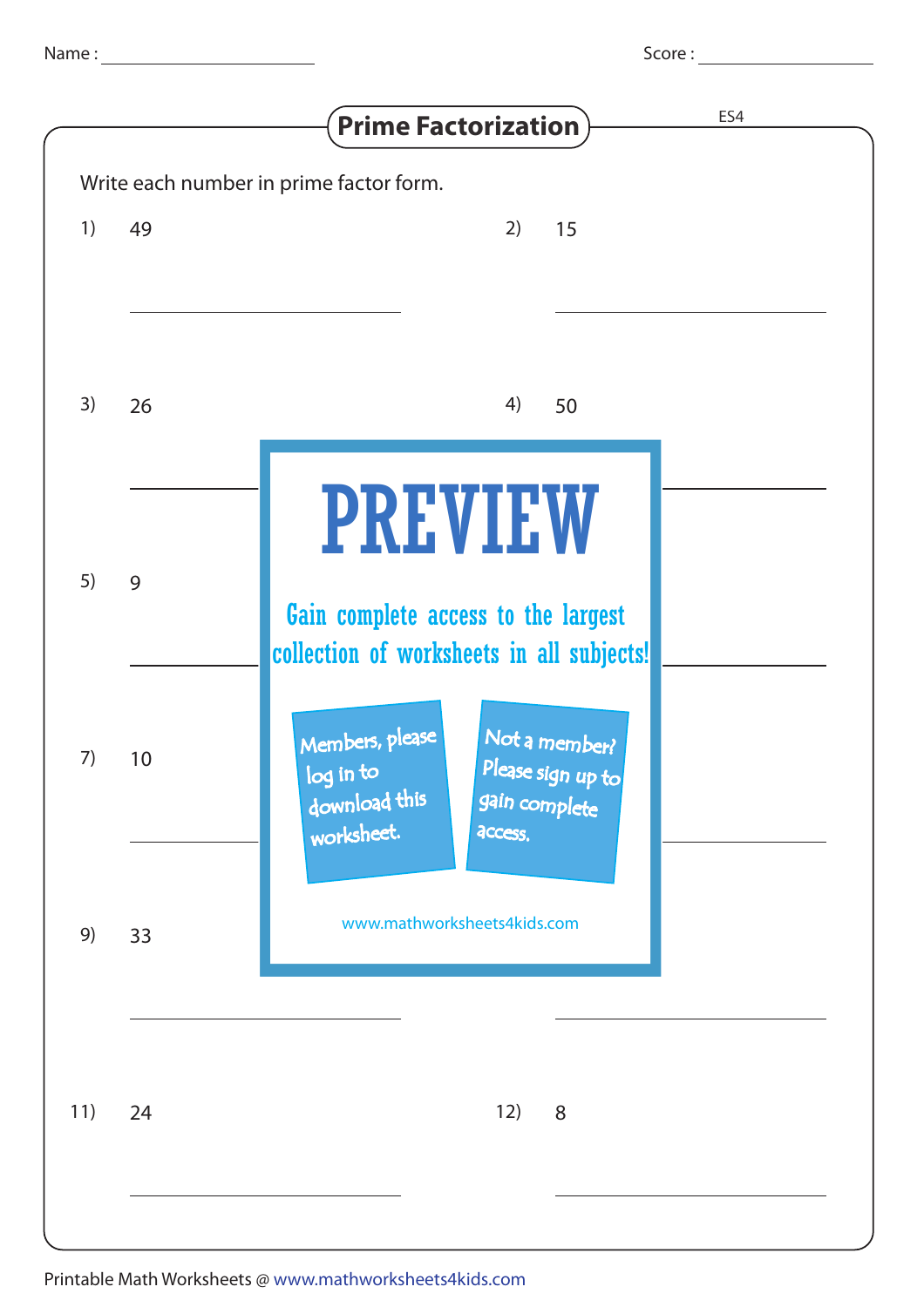Name : ____________________ Score : ____________

## Prime Factorization

ES4

Write each number in prime factor form.

1) 49

______________________

2) 15

______________________

3) 26

______________________

4) 50

______________________

5) 9

______________________

7) 10

______________________

9) 33

______________________

11) 24

______________________

12) 8

______________________

PREVIEW

Gain complete access to the largest collection of worksheets in all subjects!

Members, please log in to download this worksheet.

Not a member? Please sign up to gain complete access.

www.mathworksheets4kids.com

Printable Math Worksheets @ www.mathworksheets4kids.com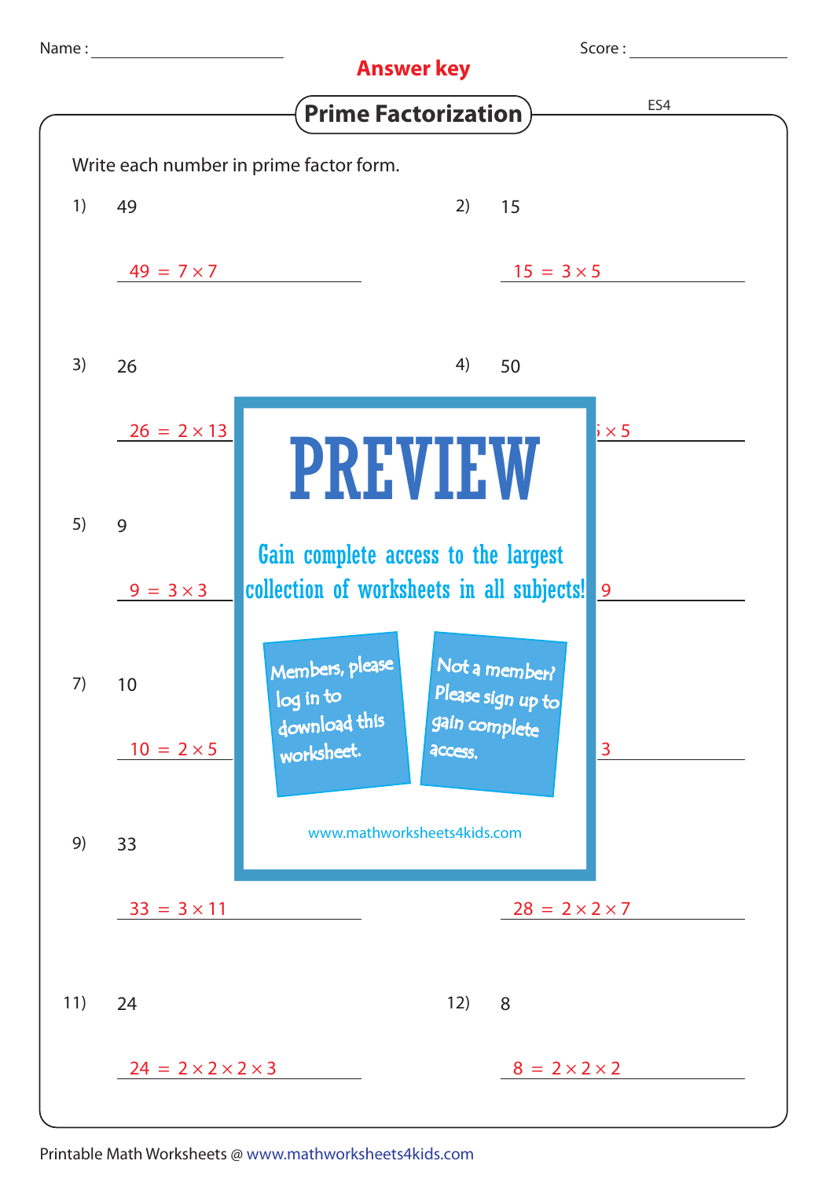Name : ____________________ Score : ____________________

**Answer key**

# Prime Factorization

ES4

Write each number in prime factor form.

1) 49

$49 = 7 \times 7$

2) 15

$15 = 3 \times 5$

3) 26

$26 = 2 \times 13$

4) 50

$\times 5$

5) 9

$9 = 3 \times 3$

9

7) 10

$10 = 2 \times 5$

3

9) 33

$33 = 3 \times 11$

$28 = 2 \times 2 \times 7$

11) 24

$24 = 2 \times 2 \times 2 \times 3$

12) 8

$8 = 2 \times 2 \times 2$

**PREVIEW**

Gain complete access to the largest collection of worksheets in all subjects!

Members, please log in to download this worksheet.

Not a member? Please sign up to gain complete access.

www.mathworksheets4kids.com

Printable Math Worksheets @ www.mathworksheets4kids.com